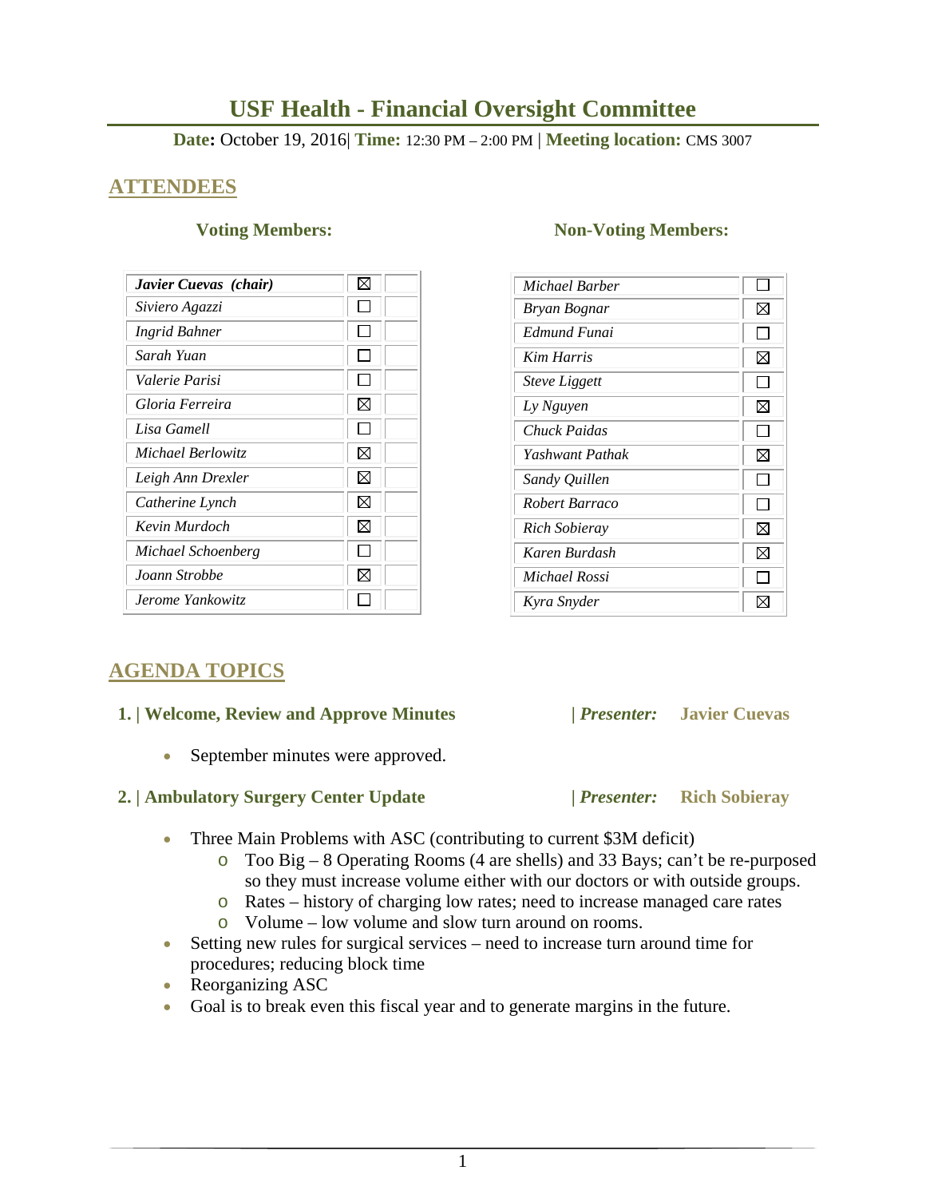# USF Health - Financial Oversight Committee

**Date:** October 19, 2016| **Time:** 12:30 PM – 2:00 PM | **Meeting location:** CMS 3007

## ATTENDEES

**Voting Members:**

| Name | Present | |
|---|---|---|
| ***Javier Cuevas (chair)*** | ☒ | |
| *Siviero Agazzi* | ☐ | |
| *Ingrid Bahner* | ☐ | |
| *Sarah Yuan* | ☐ | |
| *Valerie Parisi* | ☐ | |
| *Gloria Ferreira* | ☒ | |
| *Lisa Gamell* | ☐ | |
| *Michael Berlowitz* | ☒ | |
| *Leigh Ann Drexler* | ☒ | |
| *Catherine Lynch* | ☒ | |
| *Kevin Murdoch* | ☒ | |
| *Michael Schoenberg* | ☐ | |
| *Joann Strobbe* | ☒ | |
| *Jerome Yankowitz* | ☐ | |

**Non-Voting Members:**

| Name | Present |
|---|---|
| *Michael Barber* | ☐ |
| *Bryan Bognar* | ☒ |
| *Edmund Funai* | ☐ |
| *Kim Harris* | ☒ |
| *Steve Liggett* | ☐ |
| *Ly Nguyen* | ☒ |
| *Chuck Paidas* | ☐ |
| *Yashwant Pathak* | ☒ |
| *Sandy Quillen* | ☐ |
| *Robert Barraco* | ☐ |
| *Rich Sobieray* | ☒ |
| *Karen Burdash* | ☒ |
| *Michael Rossi* | ☐ |
| *Kyra Snyder* | ☒ |

## AGENDA TOPICS

### 1. | Welcome, Review and Approve Minutes | *Presenter:* Javier Cuevas

- September minutes were approved.

### 2. | Ambulatory Surgery Center Update | *Presenter:* Rich Sobieray

- Three Main Problems with ASC (contributing to current $3M deficit)
  - Too Big – 8 Operating Rooms (4 are shells) and 33 Bays; can't be re-purposed so they must increase volume either with our doctors or with outside groups.
  - Rates – history of charging low rates; need to increase managed care rates
  - Volume – low volume and slow turn around on rooms.
- Setting new rules for surgical services – need to increase turn around time for procedures; reducing block time
- Reorganizing ASC
- Goal is to break even this fiscal year and to generate margins in the future.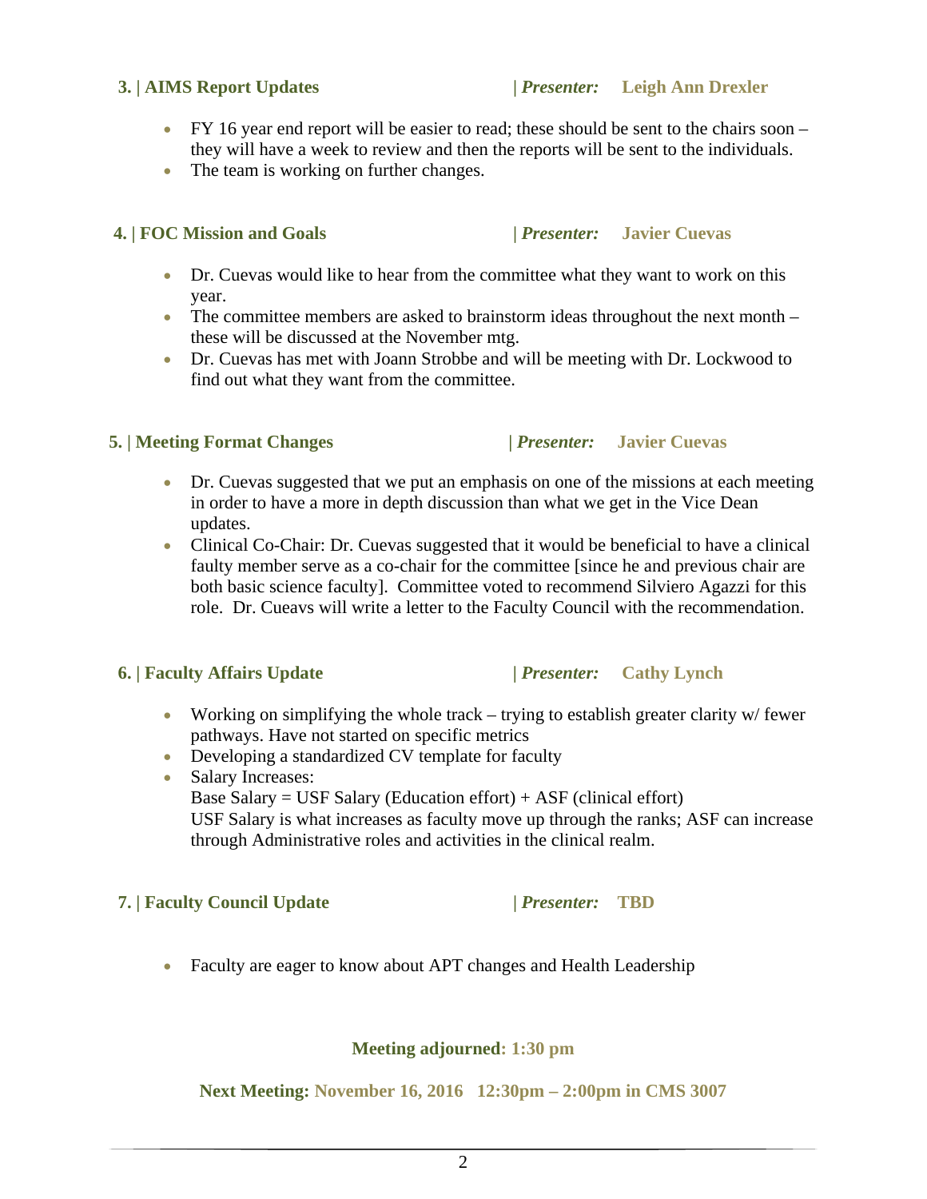### 3. | AIMS Report Updates | *Presenter:* Leigh Ann Drexler

- FY 16 year end report will be easier to read; these should be sent to the chairs soon – they will have a week to review and then the reports will be sent to the individuals.
- The team is working on further changes.

### 4. | FOC Mission and Goals | *Presenter:* Javier Cuevas

- Dr. Cuevas would like to hear from the committee what they want to work on this year.
- The committee members are asked to brainstorm ideas throughout the next month – these will be discussed at the November mtg.
- Dr. Cuevas has met with Joann Strobbe and will be meeting with Dr. Lockwood to find out what they want from the committee.

### 5. | Meeting Format Changes | *Presenter:* Javier Cuevas

- Dr. Cuevas suggested that we put an emphasis on one of the missions at each meeting in order to have a more in depth discussion than what we get in the Vice Dean updates.
- Clinical Co-Chair: Dr. Cuevas suggested that it would be beneficial to have a clinical faulty member serve as a co-chair for the committee [since he and previous chair are both basic science faculty]. Committee voted to recommend Silviero Agazzi for this role. Dr. Cueavs will write a letter to the Faculty Council with the recommendation.

### 6. | Faculty Affairs Update | *Presenter:* Cathy Lynch

- Working on simplifying the whole track – trying to establish greater clarity w/ fewer pathways. Have not started on specific metrics
- Developing a standardized CV template for faculty
- Salary Increases:
  Base Salary = USF Salary (Education effort) + ASF (clinical effort)
  USF Salary is what increases as faculty move up through the ranks; ASF can increase through Administrative roles and activities in the clinical realm.

### 7. | Faculty Council Update | *Presenter:* TBD

- Faculty are eager to know about APT changes and Health Leadership

**Meeting adjourned: 1:30 pm**

**Next Meeting: November 16, 2016 12:30pm – 2:00pm in CMS 3007**